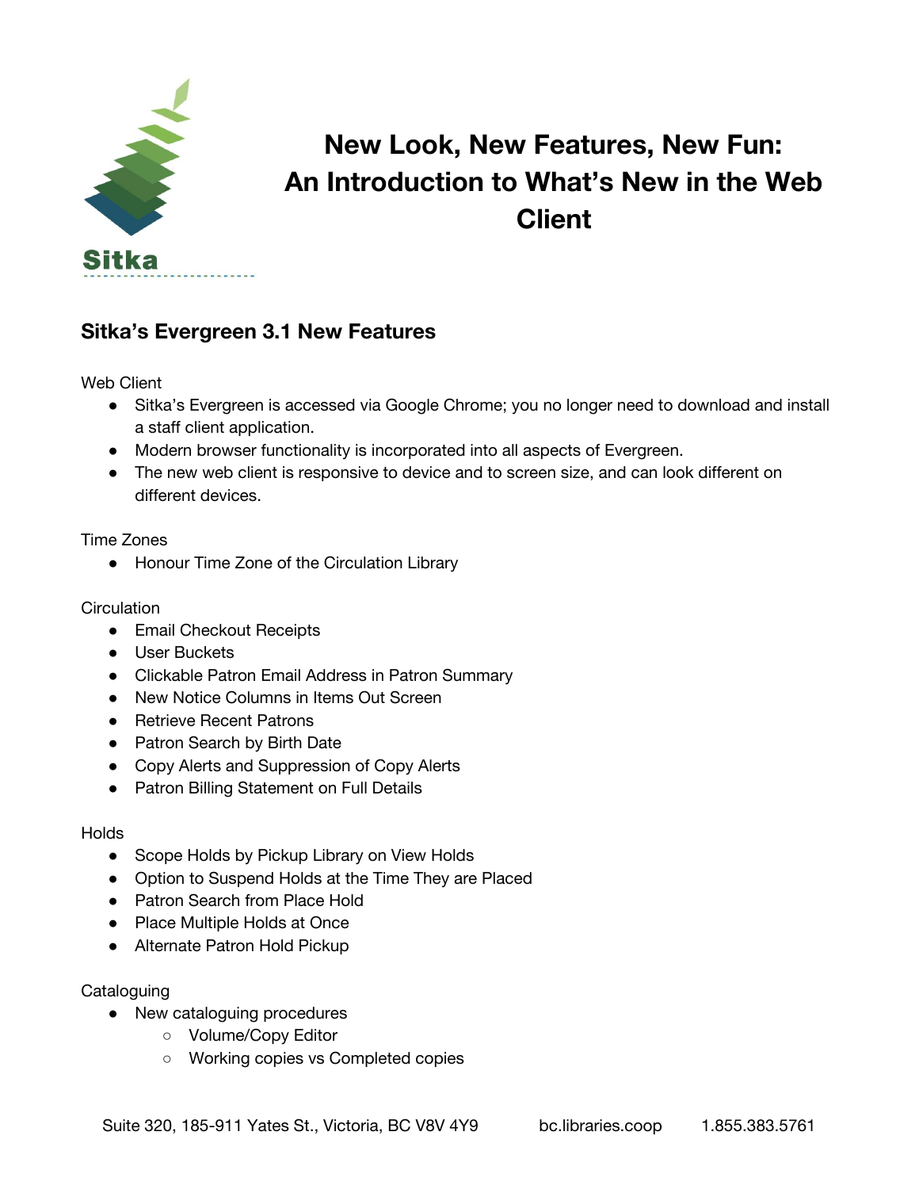Sitka

# New Look, New Features, New Fun: An Introduction to What's New in the Web Client

## Sitka's Evergreen 3.1 New Features

Web Client

- Sitka's Evergreen is accessed via Google Chrome; you no longer need to download and install a staff client application.
- Modern browser functionality is incorporated into all aspects of Evergreen.
- The new web client is responsive to device and to screen size, and can look different on different devices.

Time Zones

- Honour Time Zone of the Circulation Library

Circulation

- Email Checkout Receipts
- User Buckets
- Clickable Patron Email Address in Patron Summary
- New Notice Columns in Items Out Screen
- Retrieve Recent Patrons
- Patron Search by Birth Date
- Copy Alerts and Suppression of Copy Alerts
- Patron Billing Statement on Full Details

Holds

- Scope Holds by Pickup Library on View Holds
- Option to Suspend Holds at the Time They are Placed
- Patron Search from Place Hold
- Place Multiple Holds at Once
- Alternate Patron Hold Pickup

Cataloguing

- New cataloguing procedures
  - Volume/Copy Editor
  - Working copies vs Completed copies

Suite 320, 185-911 Yates St., Victoria, BC V8V 4Y9    bc.libraries.coop    1.855.383.5761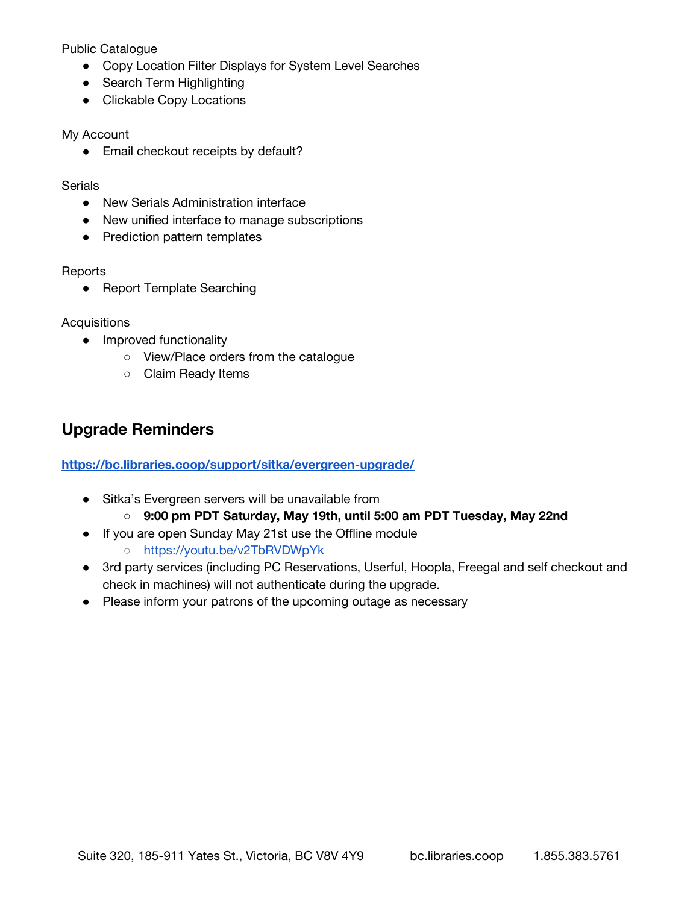Public Catalogue

- Copy Location Filter Displays for System Level Searches
- Search Term Highlighting
- Clickable Copy Locations

My Account

- Email checkout receipts by default?

Serials

- New Serials Administration interface
- New unified interface to manage subscriptions
- Prediction pattern templates

Reports

- Report Template Searching

Acquisitions

- Improved functionality
  - View/Place orders from the catalogue
  - Claim Ready Items

## Upgrade Reminders

**https://bc.libraries.coop/support/sitka/evergreen-upgrade/**

- Sitka's Evergreen servers will be unavailable from
  - **9:00 pm PDT Saturday, May 19th, until 5:00 am PDT Tuesday, May 22nd**
- If you are open Sunday May 21st use the Offline module
  - https://youtu.be/v2TbRVDWpYk
- 3rd party services (including PC Reservations, Userful, Hoopla, Freegal and self checkout and check in machines) will not authenticate during the upgrade.
- Please inform your patrons of the upcoming outage as necessary

Suite 320, 185-911 Yates St., Victoria, BC V8V 4Y9    bc.libraries.coop    1.855.383.5761